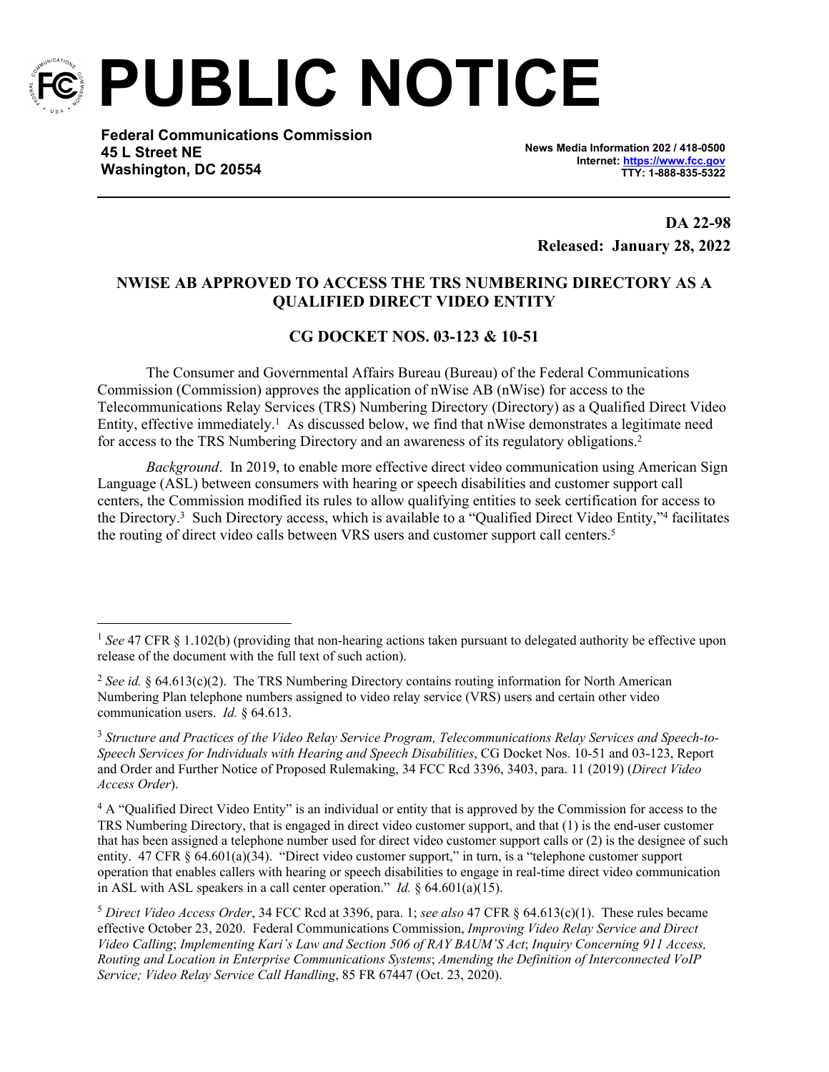# PUBLIC NOTICE

**Federal Communications Commission**
**45 L Street NE**
**Washington, DC 20554**

**News Media Information 202 / 418-0500**
**Internet: https://www.fcc.gov**
**TTY: 1-888-835-5322**

**DA 22-98**
**Released: January 28, 2022**

## NWISE AB APPROVED TO ACCESS THE TRS NUMBERING DIRECTORY AS A QUALIFIED DIRECT VIDEO ENTITY

## CG DOCKET NOS. 03-123 & 10-51

The Consumer and Governmental Affairs Bureau (Bureau) of the Federal Communications Commission (Commission) approves the application of nWise AB (nWise) for access to the Telecommunications Relay Services (TRS) Numbering Directory (Directory) as a Qualified Direct Video Entity, effective immediately.[1] As discussed below, we find that nWise demonstrates a legitimate need for access to the TRS Numbering Directory and an awareness of its regulatory obligations.[2]

*Background*. In 2019, to enable more effective direct video communication using American Sign Language (ASL) between consumers with hearing or speech disabilities and customer support call centers, the Commission modified its rules to allow qualifying entities to seek certification for access to the Directory.[3] Such Directory access, which is available to a "Qualified Direct Video Entity,"[4] facilitates the routing of direct video calls between VRS users and customer support call centers.[5]

---

[1] *See* 47 CFR § 1.102(b) (providing that non-hearing actions taken pursuant to delegated authority be effective upon release of the document with the full text of such action).

[2] *See id.* § 64.613(c)(2). The TRS Numbering Directory contains routing information for North American Numbering Plan telephone numbers assigned to video relay service (VRS) users and certain other video communication users. *Id.* § 64.613.

[3] *Structure and Practices of the Video Relay Service Program, Telecommunications Relay Services and Speech-to-Speech Services for Individuals with Hearing and Speech Disabilities*, CG Docket Nos. 10-51 and 03-123, Report and Order and Further Notice of Proposed Rulemaking, 34 FCC Rcd 3396, 3403, para. 11 (2019) (*Direct Video Access Order*).

[4] A "Qualified Direct Video Entity" is an individual or entity that is approved by the Commission for access to the TRS Numbering Directory, that is engaged in direct video customer support, and that (1) is the end-user customer that has been assigned a telephone number used for direct video customer support calls or (2) is the designee of such entity. 47 CFR § 64.601(a)(34). "Direct video customer support," in turn, is a "telephone customer support operation that enables callers with hearing or speech disabilities to engage in real-time direct video communication in ASL with ASL speakers in a call center operation." *Id.* § 64.601(a)(15).

[5] *Direct Video Access Order*, 34 FCC Rcd at 3396, para. 1; *see also* 47 CFR § 64.613(c)(1). These rules became effective October 23, 2020. Federal Communications Commission, *Improving Video Relay Service and Direct Video Calling*; *Implementing Kari's Law and Section 506 of RAY BAUM'S Act*; *Inquiry Concerning 911 Access, Routing and Location in Enterprise Communications Systems*; *Amending the Definition of Interconnected VoIP Service; Video Relay Service Call Handling*, 85 FR 67447 (Oct. 23, 2020).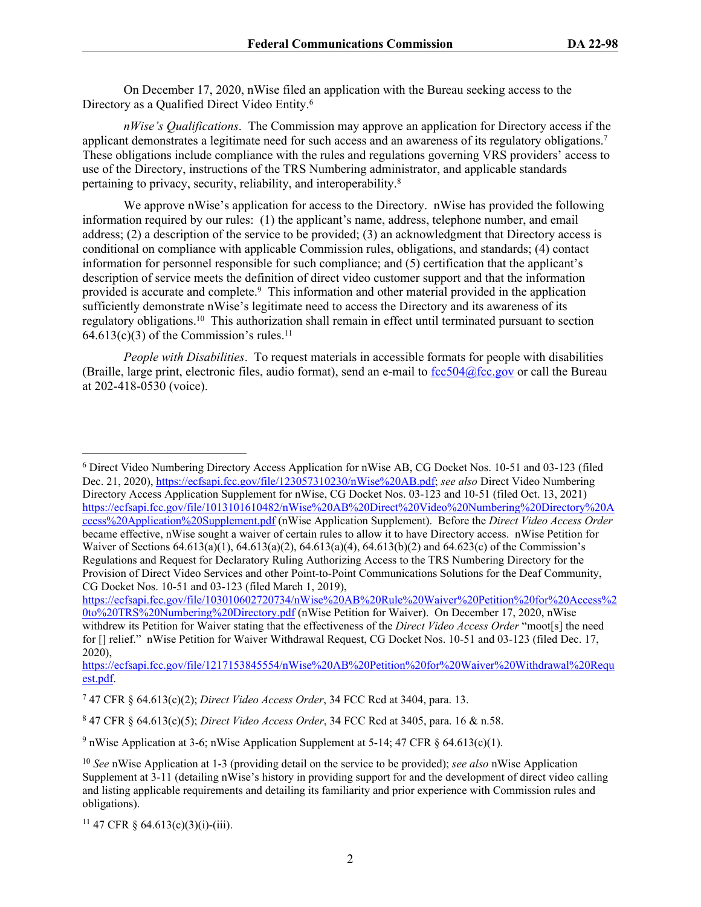On December 17, 2020, nWise filed an application with the Bureau seeking access to the Directory as a Qualified Direct Video Entity.[6]

*nWise's Qualifications*. The Commission may approve an application for Directory access if the applicant demonstrates a legitimate need for such access and an awareness of its regulatory obligations.[7] These obligations include compliance with the rules and regulations governing VRS providers' access to use of the Directory, instructions of the TRS Numbering administrator, and applicable standards pertaining to privacy, security, reliability, and interoperability.[8]

We approve nWise's application for access to the Directory. nWise has provided the following information required by our rules: (1) the applicant's name, address, telephone number, and email address; (2) a description of the service to be provided; (3) an acknowledgment that Directory access is conditional on compliance with applicable Commission rules, obligations, and standards; (4) contact information for personnel responsible for such compliance; and (5) certification that the applicant's description of service meets the definition of direct video customer support and that the information provided is accurate and complete.[9] This information and other material provided in the application sufficiently demonstrate nWise's legitimate need to access the Directory and its awareness of its regulatory obligations.[10] This authorization shall remain in effect until terminated pursuant to section 64.613(c)(3) of the Commission's rules.[11]

*People with Disabilities*. To request materials in accessible formats for people with disabilities (Braille, large print, electronic files, audio format), send an e-mail to fcc504@fcc.gov or call the Bureau at 202-418-0530 (voice).

---

[6] Direct Video Numbering Directory Access Application for nWise AB, CG Docket Nos. 10-51 and 03-123 (filed Dec. 21, 2020), https://ecfsapi.fcc.gov/file/123057310230/nWise%20AB.pdf; *see also* Direct Video Numbering Directory Access Application Supplement for nWise, CG Docket Nos. 03-123 and 10-51 (filed Oct. 13, 2021) https://ecfsapi.fcc.gov/file/1013101610482/nWise%20AB%20Direct%20Video%20Numbering%20Directory%20Access%20Application%20Supplement.pdf (nWise Application Supplement). Before the *Direct Video Access Order* became effective, nWise sought a waiver of certain rules to allow it to have Directory access. nWise Petition for Waiver of Sections 64.613(a)(1), 64.613(a)(2), 64.613(a)(4), 64.613(b)(2) and 64.623(c) of the Commission's Regulations and Request for Declaratory Ruling Authorizing Access to the TRS Numbering Directory for the Provision of Direct Video Services and other Point-to-Point Communications Solutions for the Deaf Community, CG Docket Nos. 10-51 and 03-123 (filed March 1, 2019), https://ecfsapi.fcc.gov/file/103010602720734/nWise%20AB%20Rule%20Waiver%20Petition%20for%20Access%20to%20TRS%20Numbering%20Directory.pdf (nWise Petition for Waiver). On December 17, 2020, nWise withdrew its Petition for Waiver stating that the effectiveness of the *Direct Video Access Order* "moot[s] the need for [] relief." nWise Petition for Waiver Withdrawal Request, CG Docket Nos. 10-51 and 03-123 (filed Dec. 17, 2020), https://ecfsapi.fcc.gov/file/1217153845554/nWise%20AB%20Petition%20for%20Waiver%20Withdrawal%20Request.pdf.

[7] 47 CFR § 64.613(c)(2); *Direct Video Access Order*, 34 FCC Rcd at 3404, para. 13.

[8] 47 CFR § 64.613(c)(5); *Direct Video Access Order*, 34 FCC Rcd at 3405, para. 16 & n.58.

[9] nWise Application at 3-6; nWise Application Supplement at 5-14; 47 CFR § 64.613(c)(1).

[10] *See* nWise Application at 1-3 (providing detail on the service to be provided); *see also* nWise Application Supplement at 3-11 (detailing nWise's history in providing support for and the development of direct video calling and listing applicable requirements and detailing its familiarity and prior experience with Commission rules and obligations).

[11] 47 CFR § 64.613(c)(3)(i)-(iii).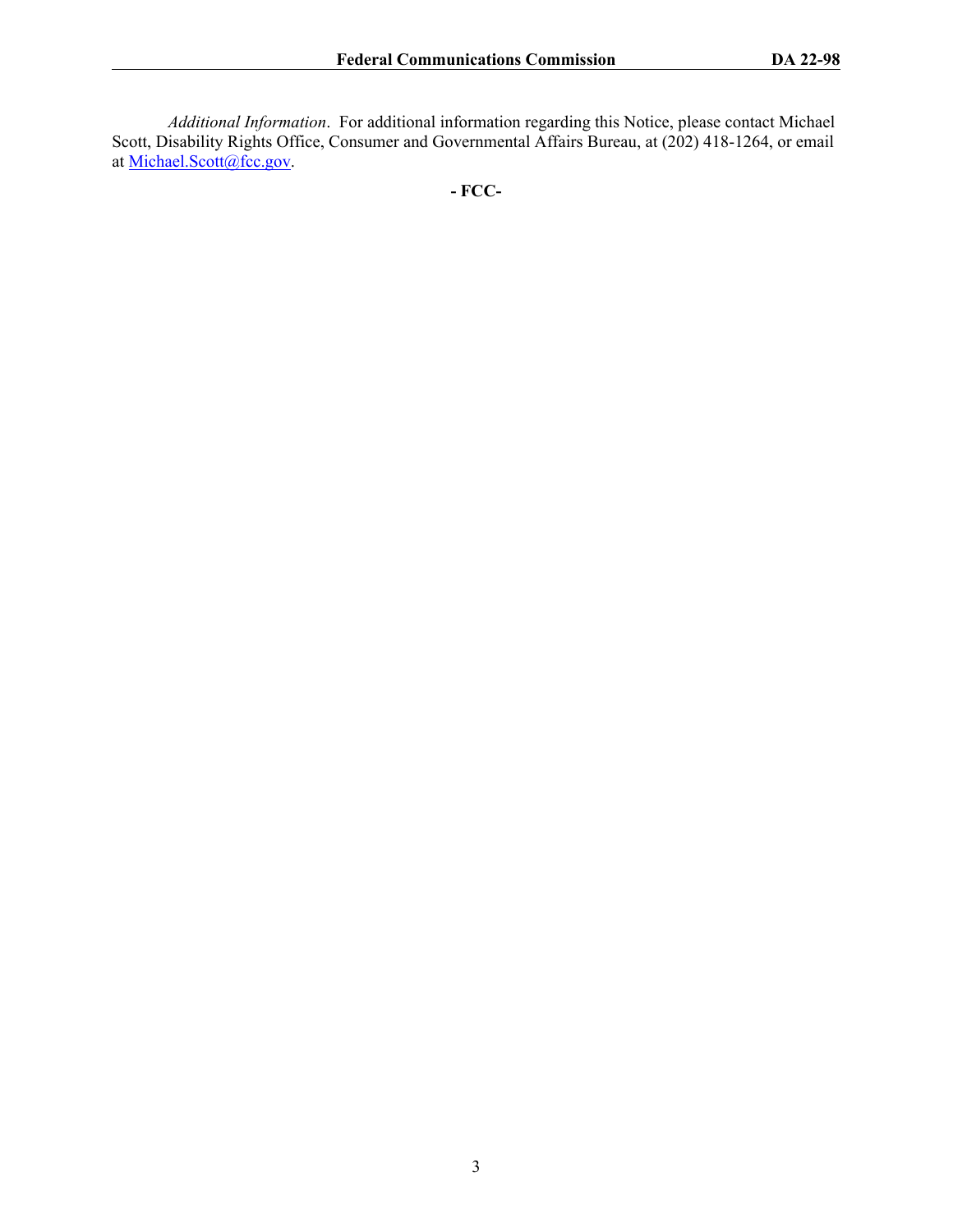*Additional Information*. For additional information regarding this Notice, please contact Michael Scott, Disability Rights Office, Consumer and Governmental Affairs Bureau, at (202) 418-1264, or email at [Michael.Scott@fcc.gov](mailto:Michael.Scott@fcc.gov).

**- FCC-**